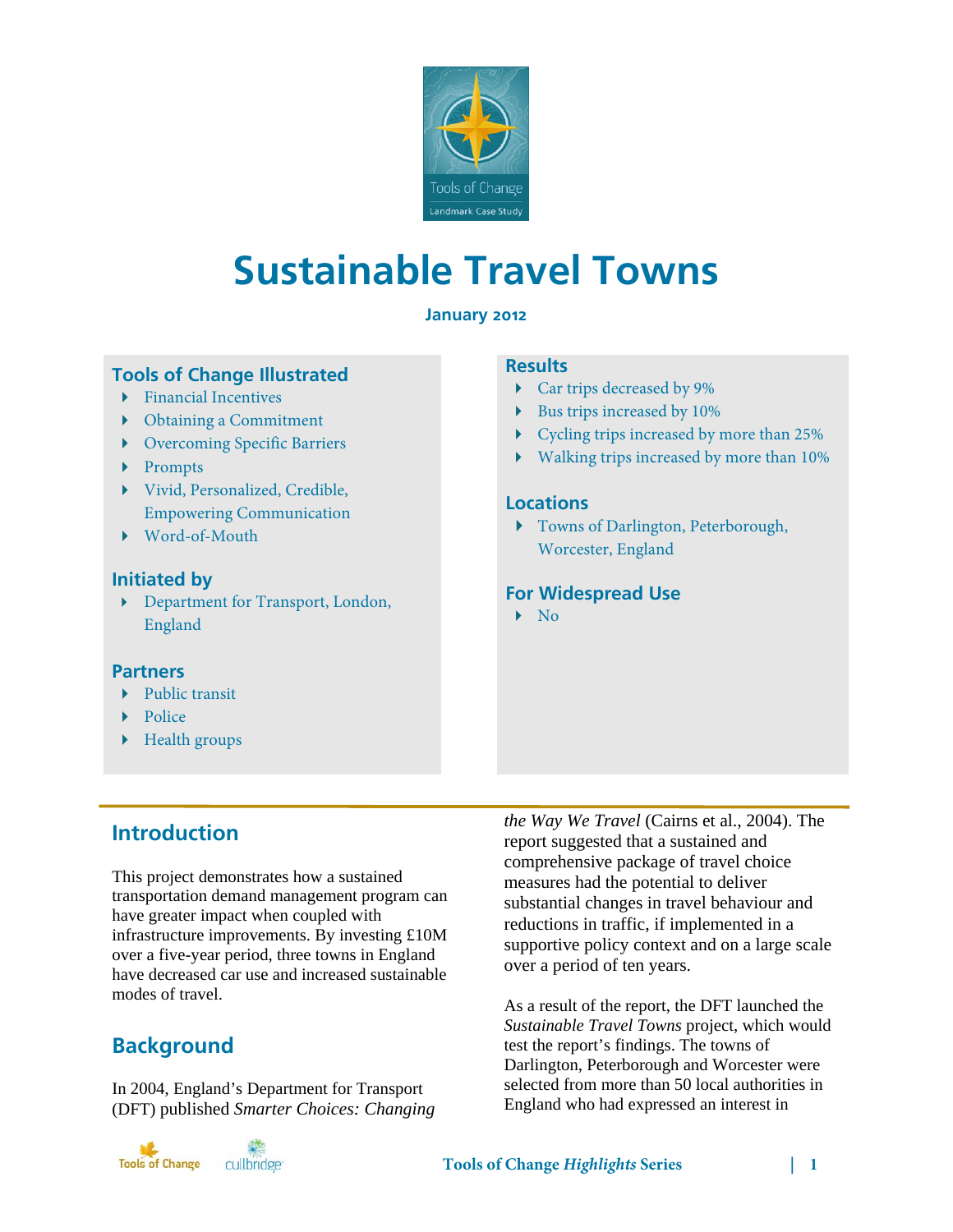# Sustainable Travel Towns

**January 2012**

### Tools of Change Illustrated

- Financial Incentives
- Obtaining a Commitment
- Overcoming Specific Barriers
- Prompts
- Vivid, Personalized, Credible, Empowering Communication
- Word-of-Mouth

### Initiated by

- Department for Transport, London, England

### Partners

- Public transit
- Police
- Health groups

### Results

- Car trips decreased by 9%
- Bus trips increased by 10%
- Cycling trips increased by more than 25%
- Walking trips increased by more than 10%

### Locations

- Towns of Darlington, Peterborough, Worcester, England

### For Widespread Use

- No

## Introduction

This project demonstrates how a sustained transportation demand management program can have greater impact when coupled with infrastructure improvements. By investing £10M over a five-year period, three towns in England have decreased car use and increased sustainable modes of travel.

## Background

In 2004, England's Department for Transport (DFT) published *Smarter Choices: Changing the Way We Travel* (Cairns et al., 2004). The report suggested that a sustained and comprehensive package of travel choice measures had the potential to deliver substantial changes in travel behaviour and reductions in traffic, if implemented in a supportive policy context and on a large scale over a period of ten years.

As a result of the report, the DFT launched the *Sustainable Travel Towns* project, which would test the report's findings. The towns of Darlington, Peterborough and Worcester were selected from more than 50 local authorities in England who had expressed an interest in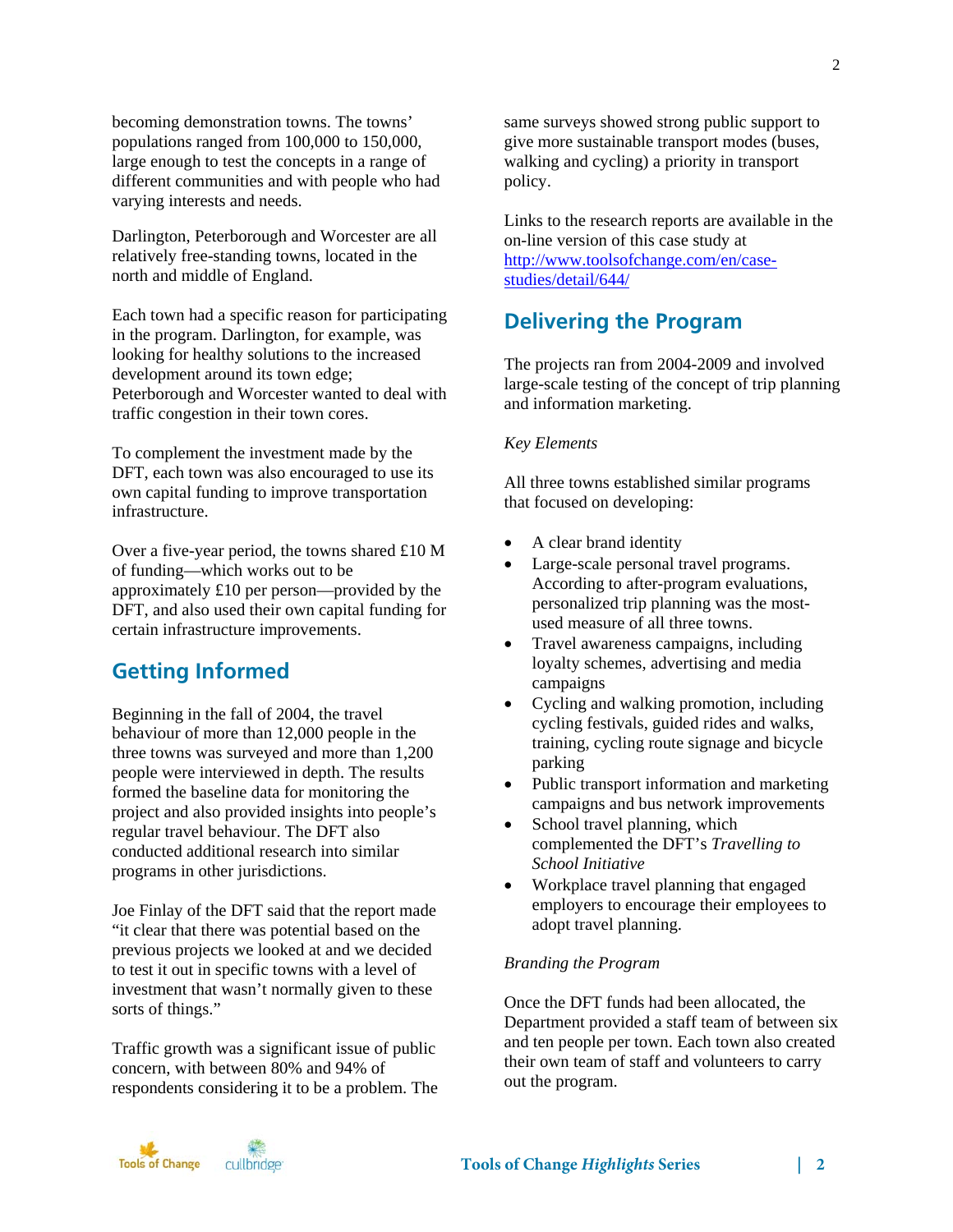becoming demonstration towns. The towns' populations ranged from 100,000 to 150,000, large enough to test the concepts in a range of different communities and with people who had varying interests and needs.

Darlington, Peterborough and Worcester are all relatively free-standing towns, located in the north and middle of England.

Each town had a specific reason for participating in the program. Darlington, for example, was looking for healthy solutions to the increased development around its town edge; Peterborough and Worcester wanted to deal with traffic congestion in their town cores.

To complement the investment made by the DFT, each town was also encouraged to use its own capital funding to improve transportation infrastructure.

Over a five-year period, the towns shared £10 M of funding—which works out to be approximately £10 per person—provided by the DFT, and also used their own capital funding for certain infrastructure improvements.

## Getting Informed

Beginning in the fall of 2004, the travel behaviour of more than 12,000 people in the three towns was surveyed and more than 1,200 people were interviewed in depth. The results formed the baseline data for monitoring the project and also provided insights into people's regular travel behaviour. The DFT also conducted additional research into similar programs in other jurisdictions.

Joe Finlay of the DFT said that the report made "it clear that there was potential based on the previous projects we looked at and we decided to test it out in specific towns with a level of investment that wasn't normally given to these sorts of things."

Traffic growth was a significant issue of public concern, with between 80% and 94% of respondents considering it to be a problem. The same surveys showed strong public support to give more sustainable transport modes (buses, walking and cycling) a priority in transport policy.

Links to the research reports are available in the on-line version of this case study at http://www.toolsofchange.com/en/case-studies/detail/644/

## Delivering the Program

The projects ran from 2004-2009 and involved large-scale testing of the concept of trip planning and information marketing.

*Key Elements*

All three towns established similar programs that focused on developing:

- A clear brand identity
- Large-scale personal travel programs. According to after-program evaluations, personalized trip planning was the most-used measure of all three towns.
- Travel awareness campaigns, including loyalty schemes, advertising and media campaigns
- Cycling and walking promotion, including cycling festivals, guided rides and walks, training, cycling route signage and bicycle parking
- Public transport information and marketing campaigns and bus network improvements
- School travel planning, which complemented the DFT's *Travelling to School Initiative*
- Workplace travel planning that engaged employers to encourage their employees to adopt travel planning.

*Branding the Program*

Once the DFT funds had been allocated, the Department provided a staff team of between six and ten people per town. Each town also created their own team of staff and volunteers to carry out the program.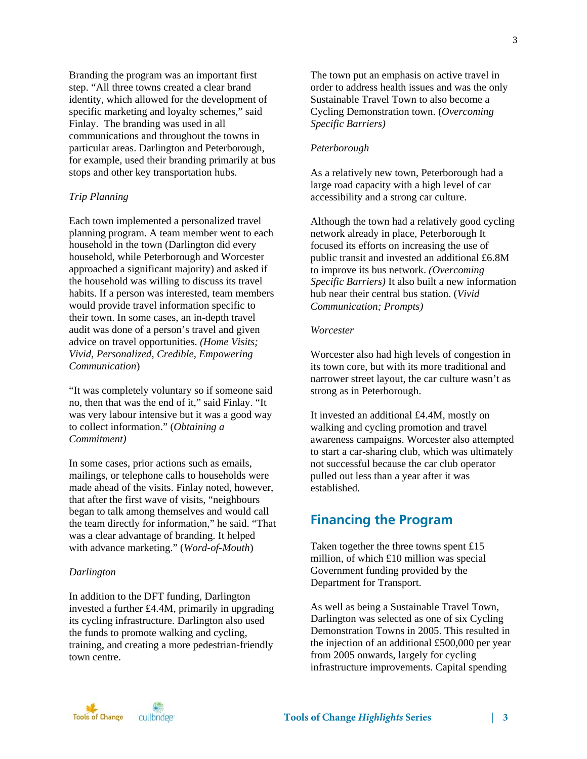Branding the program was an important first step. "All three towns created a clear brand identity, which allowed for the development of specific marketing and loyalty schemes," said Finlay. The branding was used in all communications and throughout the towns in particular areas. Darlington and Peterborough, for example, used their branding primarily at bus stops and other key transportation hubs.

*Trip Planning*

Each town implemented a personalized travel planning program. A team member went to each household in the town (Darlington did every household, while Peterborough and Worcester approached a significant majority) and asked if the household was willing to discuss its travel habits. If a person was interested, team members would provide travel information specific to their town. In some cases, an in-depth travel audit was done of a person's travel and given advice on travel opportunities. *(Home Visits; Vivid, Personalized, Credible, Empowering Communication*)

"It was completely voluntary so if someone said no, then that was the end of it," said Finlay. "It was very labour intensive but it was a good way to collect information." (*Obtaining a Commitment)*

In some cases, prior actions such as emails, mailings, or telephone calls to households were made ahead of the visits. Finlay noted, however, that after the first wave of visits, "neighbours began to talk among themselves and would call the team directly for information," he said. "That was a clear advantage of branding. It helped with advance marketing." (*Word-of-Mouth*)

*Darlington*

In addition to the DFT funding, Darlington invested a further £4.4M, primarily in upgrading its cycling infrastructure. Darlington also used the funds to promote walking and cycling, training, and creating a more pedestrian-friendly town centre.

The town put an emphasis on active travel in order to address health issues and was the only Sustainable Travel Town to also become a Cycling Demonstration town. (*Overcoming Specific Barriers)*

*Peterborough*

As a relatively new town, Peterborough had a large road capacity with a high level of car accessibility and a strong car culture.

Although the town had a relatively good cycling network already in place, Peterborough It focused its efforts on increasing the use of public transit and invested an additional £6.8M to improve its bus network. *(Overcoming Specific Barriers)* It also built a new information hub near their central bus station. (*Vivid Communication; Prompts)*

*Worcester*

Worcester also had high levels of congestion in its town core, but with its more traditional and narrower street layout, the car culture wasn't as strong as in Peterborough.

It invested an additional £4.4M, mostly on walking and cycling promotion and travel awareness campaigns. Worcester also attempted to start a car-sharing club, which was ultimately not successful because the car club operator pulled out less than a year after it was established.

## Financing the Program

Taken together the three towns spent £15 million, of which £10 million was special Government funding provided by the Department for Transport.

As well as being a Sustainable Travel Town, Darlington was selected as one of six Cycling Demonstration Towns in 2005. This resulted in the injection of an additional £500,000 per year from 2005 onwards, largely for cycling infrastructure improvements. Capital spending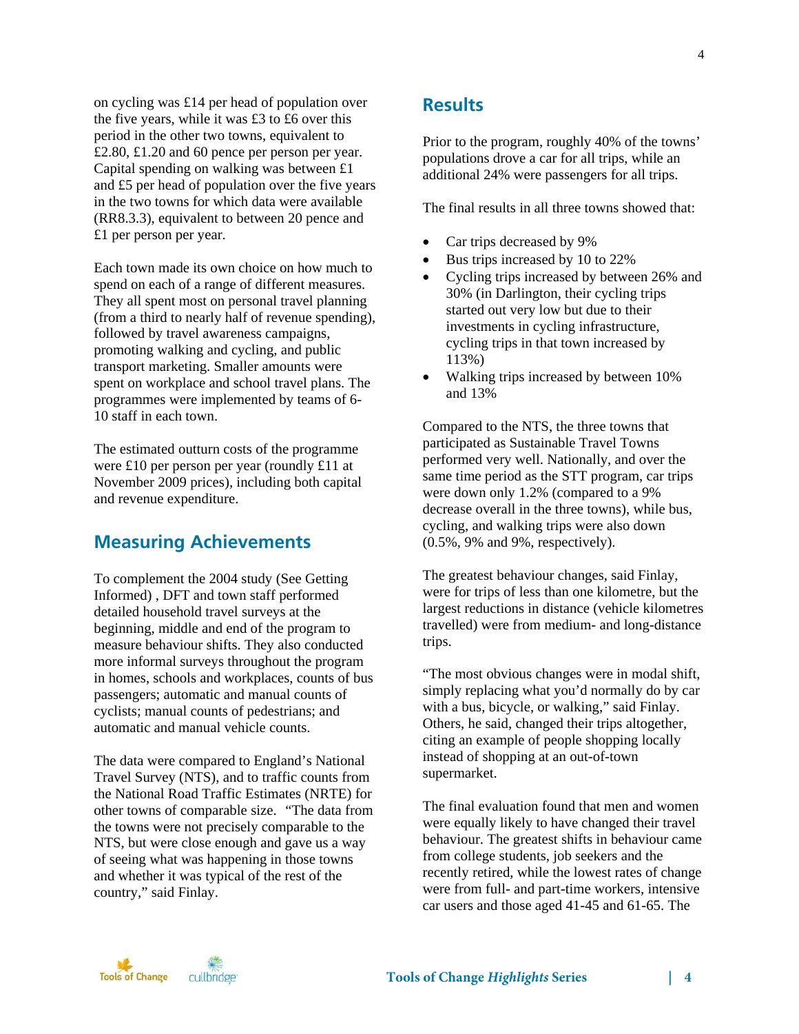on cycling was £14 per head of population over the five years, while it was £3 to £6 over this period in the other two towns, equivalent to £2.80, £1.20 and 60 pence per person per year. Capital spending on walking was between £1 and £5 per head of population over the five years in the two towns for which data were available (RR8.3.3), equivalent to between 20 pence and £1 per person per year.

Each town made its own choice on how much to spend on each of a range of different measures. They all spent most on personal travel planning (from a third to nearly half of revenue spending), followed by travel awareness campaigns, promoting walking and cycling, and public transport marketing. Smaller amounts were spent on workplace and school travel plans. The programmes were implemented by teams of 6-10 staff in each town.

The estimated outturn costs of the programme were £10 per person per year (roundly £11 at November 2009 prices), including both capital and revenue expenditure.

## Measuring Achievements

To complement the 2004 study (See Getting Informed) , DFT and town staff performed detailed household travel surveys at the beginning, middle and end of the program to measure behaviour shifts. They also conducted more informal surveys throughout the program in homes, schools and workplaces, counts of bus passengers; automatic and manual counts of cyclists; manual counts of pedestrians; and automatic and manual vehicle counts.

The data were compared to England's National Travel Survey (NTS), and to traffic counts from the National Road Traffic Estimates (NRTE) for other towns of comparable size. "The data from the towns were not precisely comparable to the NTS, but were close enough and gave us a way of seeing what was happening in those towns and whether it was typical of the rest of the country," said Finlay.

## Results

Prior to the program, roughly 40% of the towns' populations drove a car for all trips, while an additional 24% were passengers for all trips.

The final results in all three towns showed that:

- Car trips decreased by 9%
- Bus trips increased by 10 to 22%
- Cycling trips increased by between 26% and 30% (in Darlington, their cycling trips started out very low but due to their investments in cycling infrastructure, cycling trips in that town increased by 113%)
- Walking trips increased by between 10% and 13%

Compared to the NTS, the three towns that participated as Sustainable Travel Towns performed very well. Nationally, and over the same time period as the STT program, car trips were down only 1.2% (compared to a 9% decrease overall in the three towns), while bus, cycling, and walking trips were also down (0.5%, 9% and 9%, respectively).

The greatest behaviour changes, said Finlay, were for trips of less than one kilometre, but the largest reductions in distance (vehicle kilometres travelled) were from medium- and long-distance trips.

"The most obvious changes were in modal shift, simply replacing what you'd normally do by car with a bus, bicycle, or walking," said Finlay. Others, he said, changed their trips altogether, citing an example of people shopping locally instead of shopping at an out-of-town supermarket.

The final evaluation found that men and women were equally likely to have changed their travel behaviour. The greatest shifts in behaviour came from college students, job seekers and the recently retired, while the lowest rates of change were from full- and part-time workers, intensive car users and those aged 41-45 and 61-65. The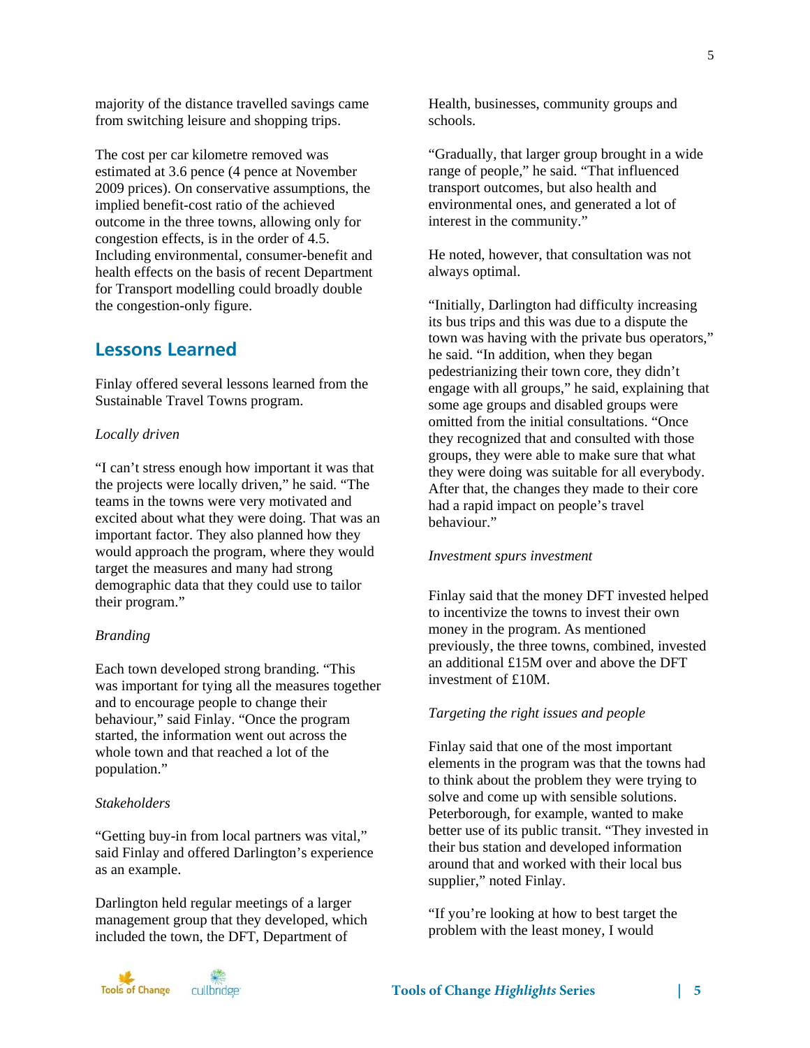majority of the distance travelled savings came from switching leisure and shopping trips.

The cost per car kilometre removed was estimated at 3.6 pence (4 pence at November 2009 prices). On conservative assumptions, the implied benefit-cost ratio of the achieved outcome in the three towns, allowing only for congestion effects, is in the order of 4.5. Including environmental, consumer-benefit and health effects on the basis of recent Department for Transport modelling could broadly double the congestion-only figure.

## Lessons Learned

Finlay offered several lessons learned from the Sustainable Travel Towns program.

*Locally driven*

"I can't stress enough how important it was that the projects were locally driven," he said. "The teams in the towns were very motivated and excited about what they were doing. That was an important factor. They also planned how they would approach the program, where they would target the measures and many had strong demographic data that they could use to tailor their program."

*Branding*

Each town developed strong branding. "This was important for tying all the measures together and to encourage people to change their behaviour," said Finlay. "Once the program started, the information went out across the whole town and that reached a lot of the population."

*Stakeholders*

"Getting buy-in from local partners was vital," said Finlay and offered Darlington's experience as an example.

Darlington held regular meetings of a larger management group that they developed, which included the town, the DFT, Department of Health, businesses, community groups and schools.

"Gradually, that larger group brought in a wide range of people," he said. "That influenced transport outcomes, but also health and environmental ones, and generated a lot of interest in the community."

He noted, however, that consultation was not always optimal.

"Initially, Darlington had difficulty increasing its bus trips and this was due to a dispute the town was having with the private bus operators," he said. "In addition, when they began pedestrianizing their town core, they didn't engage with all groups," he said, explaining that some age groups and disabled groups were omitted from the initial consultations. "Once they recognized that and consulted with those groups, they were able to make sure that what they were doing was suitable for all everybody. After that, the changes they made to their core had a rapid impact on people's travel behaviour."

*Investment spurs investment*

Finlay said that the money DFT invested helped to incentivize the towns to invest their own money in the program. As mentioned previously, the three towns, combined, invested an additional £15M over and above the DFT investment of £10M.

*Targeting the right issues and people*

Finlay said that one of the most important elements in the program was that the towns had to think about the problem they were trying to solve and come up with sensible solutions. Peterborough, for example, wanted to make better use of its public transit. "They invested in their bus station and developed information around that and worked with their local bus supplier," noted Finlay.

"If you're looking at how to best target the problem with the least money, I would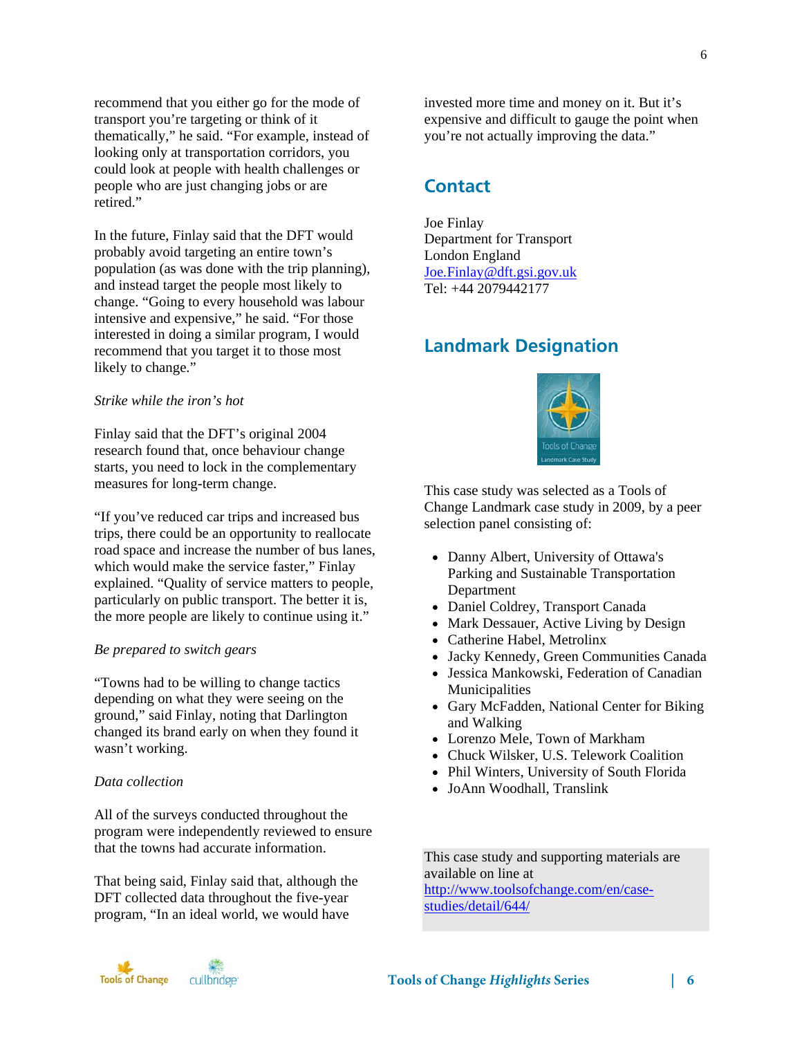recommend that you either go for the mode of transport you're targeting or think of it thematically," he said. "For example, instead of looking only at transportation corridors, you could look at people with health challenges or people who are just changing jobs or are retired."

In the future, Finlay said that the DFT would probably avoid targeting an entire town's population (as was done with the trip planning), and instead target the people most likely to change. "Going to every household was labour intensive and expensive," he said. "For those interested in doing a similar program, I would recommend that you target it to those most likely to change."

*Strike while the iron's hot*

Finlay said that the DFT's original 2004 research found that, once behaviour change starts, you need to lock in the complementary measures for long-term change.

"If you've reduced car trips and increased bus trips, there could be an opportunity to reallocate road space and increase the number of bus lanes, which would make the service faster," Finlay explained. "Quality of service matters to people, particularly on public transport. The better it is, the more people are likely to continue using it."

*Be prepared to switch gears*

"Towns had to be willing to change tactics depending on what they were seeing on the ground," said Finlay, noting that Darlington changed its brand early on when they found it wasn't working.

*Data collection*

All of the surveys conducted throughout the program were independently reviewed to ensure that the towns had accurate information.

That being said, Finlay said that, although the DFT collected data throughout the five-year program, "In an ideal world, we would have invested more time and money on it. But it's expensive and difficult to gauge the point when you're not actually improving the data."

## Contact

Joe Finlay
Department for Transport
London England
Joe.Finlay@dft.gsi.gov.uk
Tel: +44 2079442177

## Landmark Designation

This case study was selected as a Tools of Change Landmark case study in 2009, by a peer selection panel consisting of:

- Danny Albert, University of Ottawa's Parking and Sustainable Transportation Department
- Daniel Coldrey, Transport Canada
- Mark Dessauer, Active Living by Design
- Catherine Habel, Metrolinx
- Jacky Kennedy, Green Communities Canada
- Jessica Mankowski, Federation of Canadian Municipalities
- Gary McFadden, National Center for Biking and Walking
- Lorenzo Mele, Town of Markham
- Chuck Wilsker, U.S. Telework Coalition
- Phil Winters, University of South Florida
- JoAnn Woodhall, Translink

This case study and supporting materials are available on line at http://www.toolsofchange.com/en/case-studies/detail/644/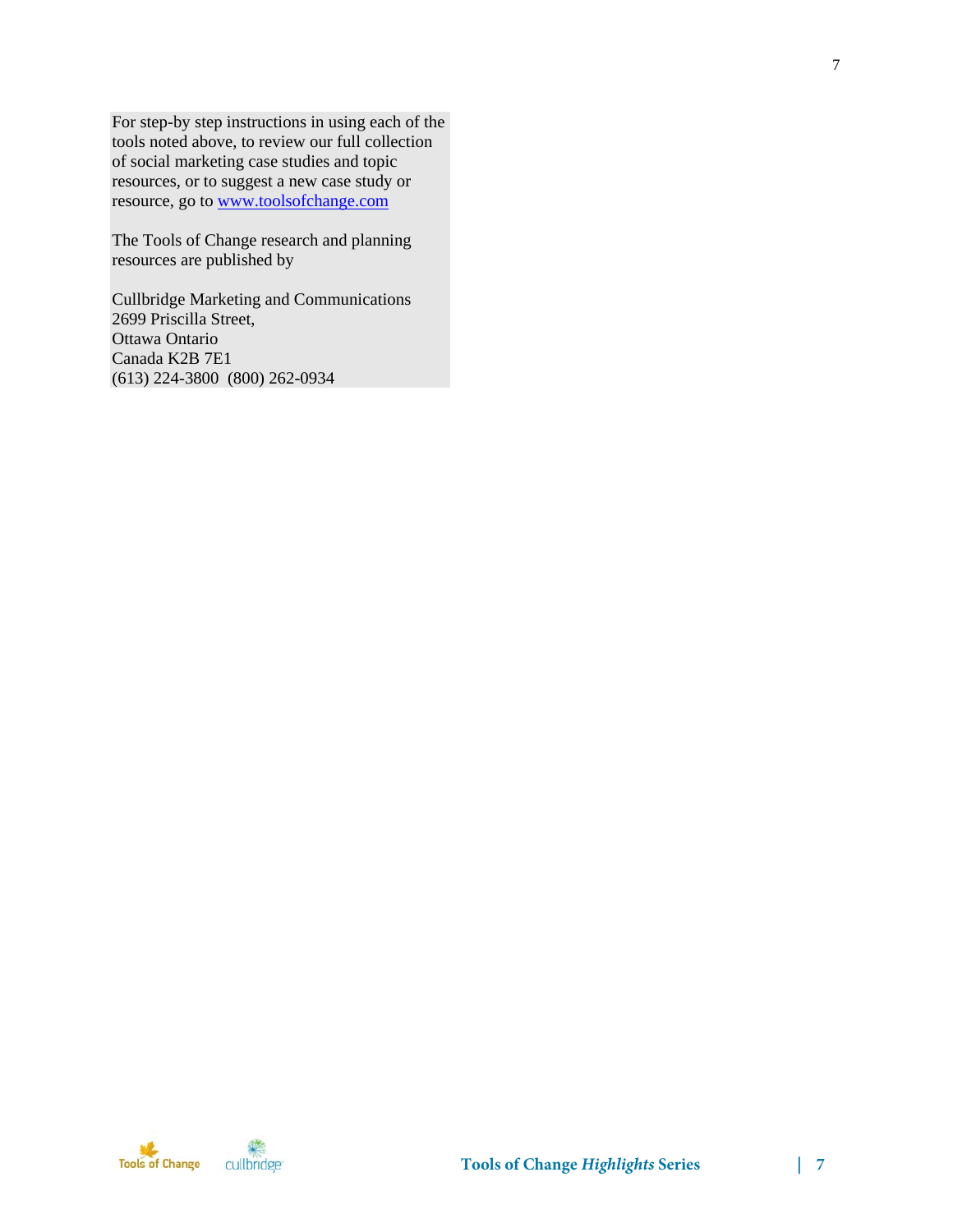For step-by step instructions in using each of the tools noted above, to review our full collection of social marketing case studies and topic resources, or to suggest a new case study or resource, go to [www.toolsofchange.com](http://www.toolsofchange.com)

The Tools of Change research and planning resources are published by

Cullbridge Marketing and Communications
2699 Priscilla Street,
Ottawa Ontario
Canada K2B 7E1
(613) 224-3800 (800) 262-0934